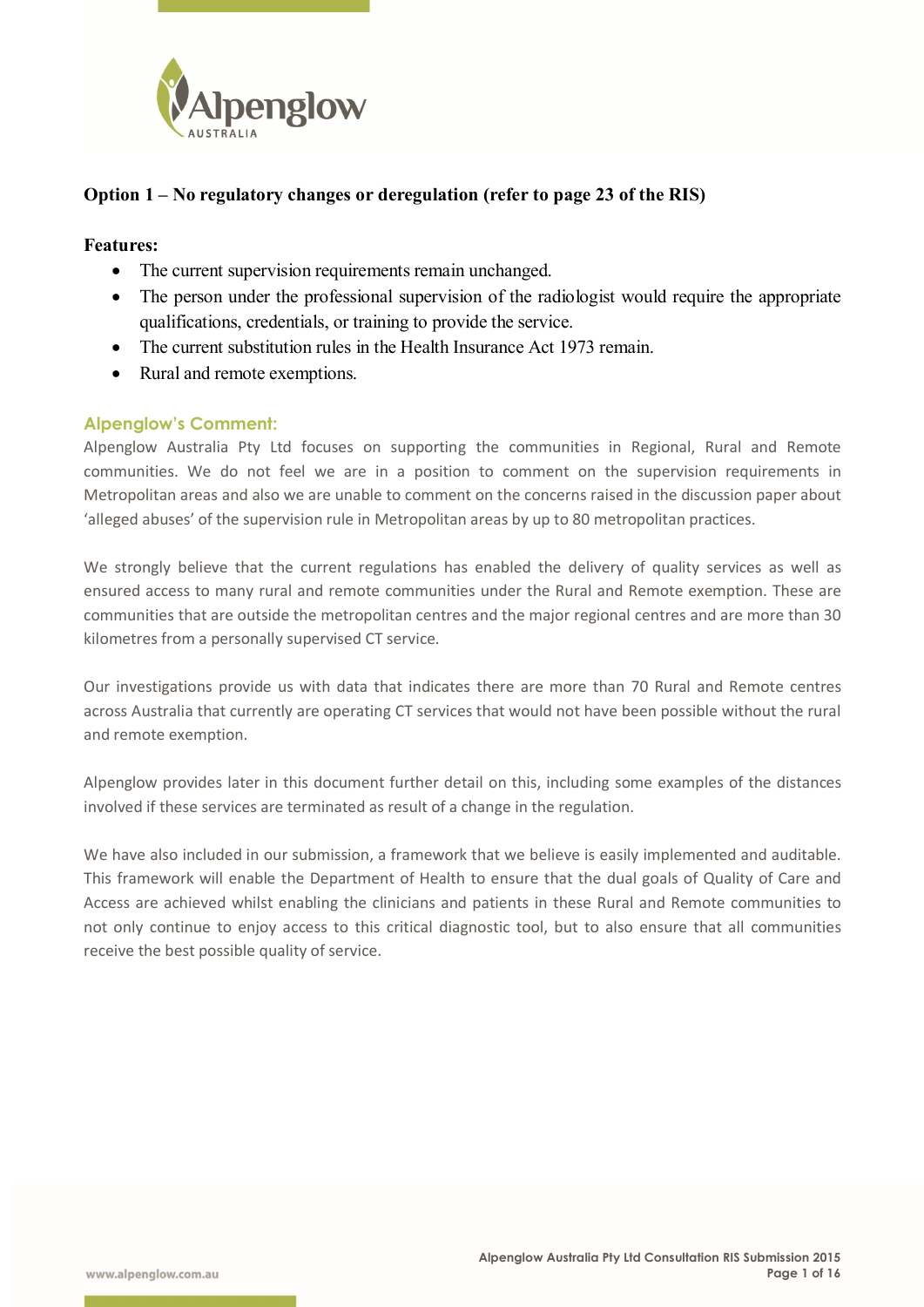## Option 1 – No regulatory changes or deregulation (refer to page 23 of the RIS)

**Features:**

- The current supervision requirements remain unchanged.
- The person under the professional supervision of the radiologist would require the appropriate qualifications, credentials, or training to provide the service.
- The current substitution rules in the Health Insurance Act 1973 remain.
- Rural and remote exemptions.

### Alpenglow's Comment:

Alpenglow Australia Pty Ltd focuses on supporting the communities in Regional, Rural and Remote communities. We do not feel we are in a position to comment on the supervision requirements in Metropolitan areas and also we are unable to comment on the concerns raised in the discussion paper about 'alleged abuses' of the supervision rule in Metropolitan areas by up to 80 metropolitan practices.

We strongly believe that the current regulations has enabled the delivery of quality services as well as ensured access to many rural and remote communities under the Rural and Remote exemption. These are communities that are outside the metropolitan centres and the major regional centres and are more than 30 kilometres from a personally supervised CT service.

Our investigations provide us with data that indicates there are more than 70 Rural and Remote centres across Australia that currently are operating CT services that would not have been possible without the rural and remote exemption.

Alpenglow provides later in this document further detail on this, including some examples of the distances involved if these services are terminated as result of a change in the regulation.

We have also included in our submission, a framework that we believe is easily implemented and auditable. This framework will enable the Department of Health to ensure that the dual goals of Quality of Care and Access are achieved whilst enabling the clinicians and patients in these Rural and Remote communities to not only continue to enjoy access to this critical diagnostic tool, but to also ensure that all communities receive the best possible quality of service.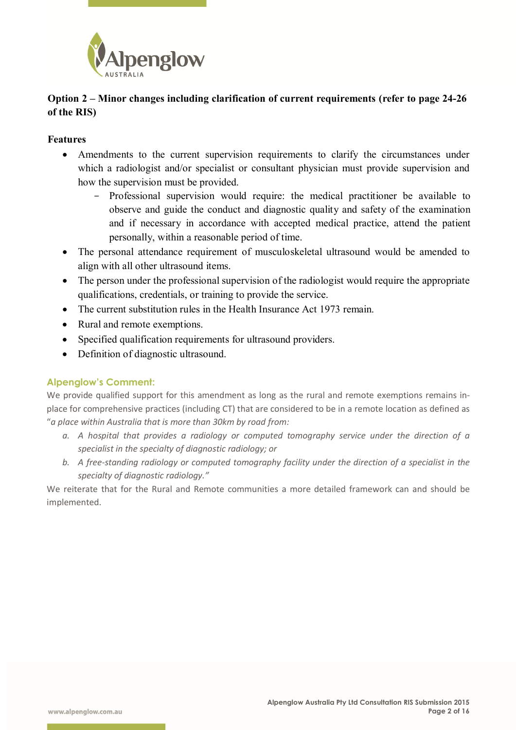## Option 2 – Minor changes including clarification of current requirements (refer to page 24-26 of the RIS)

**Features**

- Amendments to the current supervision requirements to clarify the circumstances under which a radiologist and/or specialist or consultant physician must provide supervision and how the supervision must be provided.
  - Professional supervision would require: the medical practitioner be available to observe and guide the conduct and diagnostic quality and safety of the examination and if necessary in accordance with accepted medical practice, attend the patient personally, within a reasonable period of time.
- The personal attendance requirement of musculoskeletal ultrasound would be amended to align with all other ultrasound items.
- The person under the professional supervision of the radiologist would require the appropriate qualifications, credentials, or training to provide the service.
- The current substitution rules in the Health Insurance Act 1973 remain.
- Rural and remote exemptions.
- Specified qualification requirements for ultrasound providers.
- Definition of diagnostic ultrasound.

### Alpenglow's Comment:

We provide qualified support for this amendment as long as the rural and remote exemptions remains in-place for comprehensive practices (including CT) that are considered to be in a remote location as defined as "*a place within Australia that is more than 30km by road from:*

a. *A hospital that provides a radiology or computed tomography service under the direction of a specialist in the specialty of diagnostic radiology; or*
b. *A free-standing radiology or computed tomography facility under the direction of a specialist in the specialty of diagnostic radiology."*

We reiterate that for the Rural and Remote communities a more detailed framework can and should be implemented.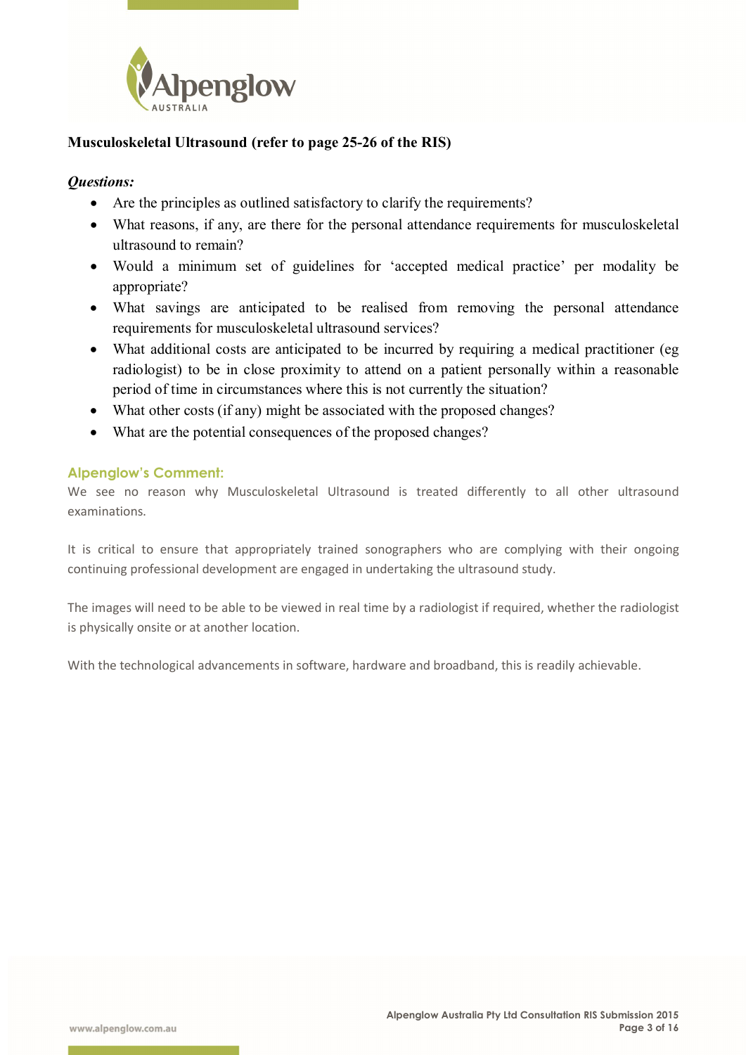**Musculoskeletal Ultrasound (refer to page 25-26 of the RIS)**

***Questions:***

- Are the principles as outlined satisfactory to clarify the requirements?
- What reasons, if any, are there for the personal attendance requirements for musculoskeletal ultrasound to remain?
- Would a minimum set of guidelines for 'accepted medical practice' per modality be appropriate?
- What savings are anticipated to be realised from removing the personal attendance requirements for musculoskeletal ultrasound services?
- What additional costs are anticipated to be incurred by requiring a medical practitioner (eg radiologist) to be in close proximity to attend on a patient personally within a reasonable period of time in circumstances where this is not currently the situation?
- What other costs (if any) might be associated with the proposed changes?
- What are the potential consequences of the proposed changes?

### Alpenglow's Comment:

We see no reason why Musculoskeletal Ultrasound is treated differently to all other ultrasound examinations.

It is critical to ensure that appropriately trained sonographers who are complying with their ongoing continuing professional development are engaged in undertaking the ultrasound study.

The images will need to be able to be viewed in real time by a radiologist if required, whether the radiologist is physically onsite or at another location.

With the technological advancements in software, hardware and broadband, this is readily achievable.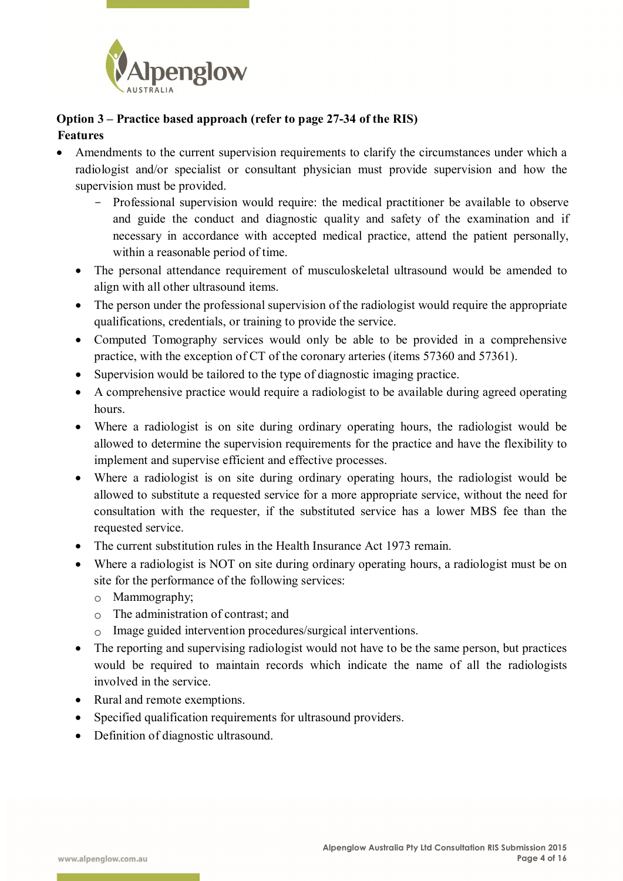**Option 3 – Practice based approach (refer to page 27-34 of the RIS)**

**Features**

- Amendments to the current supervision requirements to clarify the circumstances under which a radiologist and/or specialist or consultant physician must provide supervision and how the supervision must be provided.
    - Professional supervision would require: the medical practitioner be available to observe and guide the conduct and diagnostic quality and safety of the examination and if necessary in accordance with accepted medical practice, attend the patient personally, within a reasonable period of time.
  - The personal attendance requirement of musculoskeletal ultrasound would be amended to align with all other ultrasound items.
  - The person under the professional supervision of the radiologist would require the appropriate qualifications, credentials, or training to provide the service.
  - Computed Tomography services would only be able to be provided in a comprehensive practice, with the exception of CT of the coronary arteries (items 57360 and 57361).
  - Supervision would be tailored to the type of diagnostic imaging practice.
  - A comprehensive practice would require a radiologist to be available during agreed operating hours.
  - Where a radiologist is on site during ordinary operating hours, the radiologist would be allowed to determine the supervision requirements for the practice and have the flexibility to implement and supervise efficient and effective processes.
  - Where a radiologist is on site during ordinary operating hours, the radiologist would be allowed to substitute a requested service for a more appropriate service, without the need for consultation with the requester, if the substituted service has a lower MBS fee than the requested service.
  - The current substitution rules in the Health Insurance Act 1973 remain.
  - Where a radiologist is NOT on site during ordinary operating hours, a radiologist must be on site for the performance of the following services:
    - Mammography;
    - The administration of contrast; and
    - Image guided intervention procedures/surgical interventions.
  - The reporting and supervising radiologist would not have to be the same person, but practices would be required to maintain records which indicate the name of all the radiologists involved in the service.
  - Rural and remote exemptions.
  - Specified qualification requirements for ultrasound providers.
  - Definition of diagnostic ultrasound.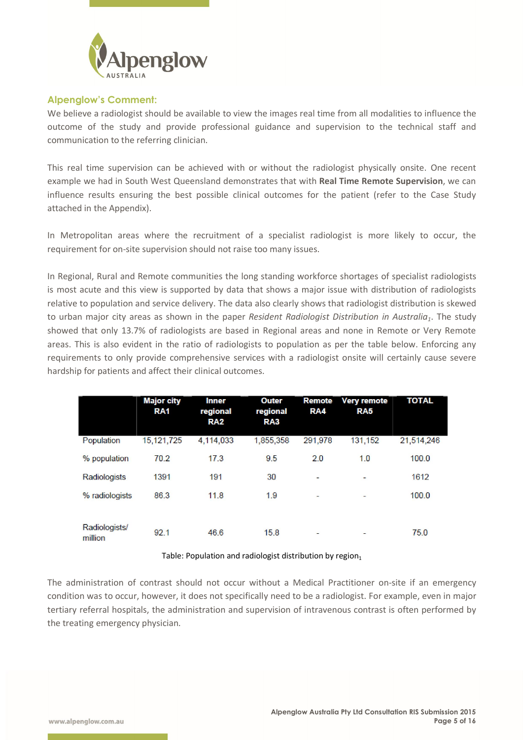## Alpenglow's Comment:

We believe a radiologist should be available to view the images real time from all modalities to influence the outcome of the study and provide professional guidance and supervision to the technical staff and communication to the referring clinician.

This real time supervision can be achieved with or without the radiologist physically onsite. One recent example we had in South West Queensland demonstrates that with **Real Time Remote Supervision**, we can influence results ensuring the best possible clinical outcomes for the patient (refer to the Case Study attached in the Appendix).

In Metropolitan areas where the recruitment of a specialist radiologist is more likely to occur, the requirement for on-site supervision should not raise too many issues.

In Regional, Rural and Remote communities the long standing workforce shortages of specialist radiologists is most acute and this view is supported by data that shows a major issue with distribution of radiologists relative to population and service delivery. The data also clearly shows that radiologist distribution is skewed to urban major city areas as shown in the paper *Resident Radiologist Distribution in Australia*[1]. The study showed that only 13.7% of radiologists are based in Regional areas and none in Remote or Very Remote areas. This is also evident in the ratio of radiologists to population as per the table below. Enforcing any requirements to only provide comprehensive services with a radiologist onsite will certainly cause severe hardship for patients and affect their clinical outcomes.

| | Major city RA1 | Inner regional RA2 | Outer regional RA3 | Remote RA4 | Very remote RA5 | TOTAL |
|---|---|---|---|---|---|---|
| Population | 15,121,725 | 4,114,033 | 1,855,358 | 291,978 | 131,152 | 21,514,246 |
| % population | 70.2 | 17.3 | 9.5 | 2.0 | 1.0 | 100.0 |
| Radiologists | 1391 | 191 | 30 | - | - | 1612 |
| % radiologists | 86.3 | 11.8 | 1.9 | - | - | 100.0 |
| Radiologists/ million | 92.1 | 46.6 | 15.8 | - | - | 75.0 |

Table: Population and radiologist distribution by region[1]

The administration of contrast should not occur without a Medical Practitioner on-site if an emergency condition was to occur, however, it does not specifically need to be a radiologist. For example, even in major tertiary referral hospitals, the administration and supervision of intravenous contrast is often performed by the treating emergency physician.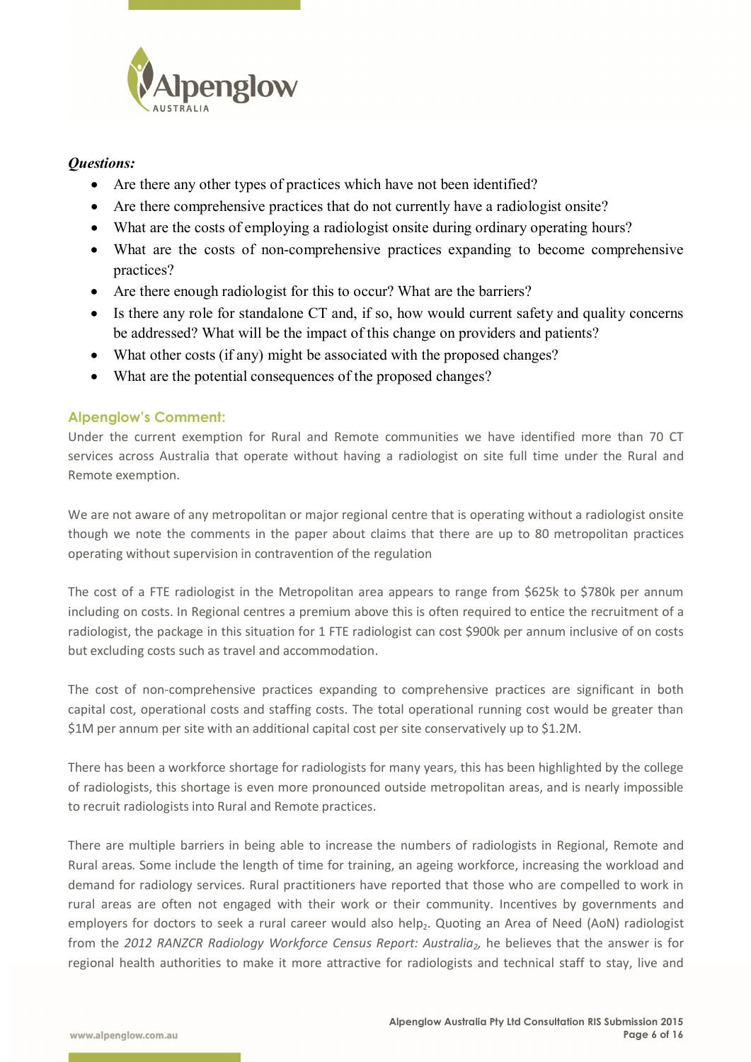***Questions:***

- Are there any other types of practices which have not been identified?
- Are there comprehensive practices that do not currently have a radiologist onsite?
- What are the costs of employing a radiologist onsite during ordinary operating hours?
- What are the costs of non-comprehensive practices expanding to become comprehensive practices?
- Are there enough radiologist for this to occur? What are the barriers?
- Is there any role for standalone CT and, if so, how would current safety and quality concerns be addressed? What will be the impact of this change on providers and patients?
- What other costs (if any) might be associated with the proposed changes?
- What are the potential consequences of the proposed changes?

### Alpenglow's Comment:

Under the current exemption for Rural and Remote communities we have identified more than 70 CT services across Australia that operate without having a radiologist on site full time under the Rural and Remote exemption.

We are not aware of any metropolitan or major regional centre that is operating without a radiologist onsite though we note the comments in the paper about claims that there are up to 80 metropolitan practices operating without supervision in contravention of the regulation

The cost of a FTE radiologist in the Metropolitan area appears to range from $625k to $780k per annum including on costs. In Regional centres a premium above this is often required to entice the recruitment of a radiologist, the package in this situation for 1 FTE radiologist can cost $900k per annum inclusive of on costs but excluding costs such as travel and accommodation.

The cost of non-comprehensive practices expanding to comprehensive practices are significant in both capital cost, operational costs and staffing costs. The total operational running cost would be greater than $1M per annum per site with an additional capital cost per site conservatively up to $1.2M.

There has been a workforce shortage for radiologists for many years, this has been highlighted by the college of radiologists, this shortage is even more pronounced outside metropolitan areas, and is nearly impossible to recruit radiologists into Rural and Remote practices.

There are multiple barriers in being able to increase the numbers of radiologists in Regional, Remote and Rural areas. Some include the length of time for training, an ageing workforce, increasing the workload and demand for radiology services. Rural practitioners have reported that those who are compelled to work in rural areas are often not engaged with their work or their community. Incentives by governments and employers for doctors to seek a rural career would also help[2]. Quoting an Area of Need (AoN) radiologist from the *2012 RANZCR Radiology Workforce Census Report: Australia*[2], he believes that the answer is for regional health authorities to make it more attractive for radiologists and technical staff to stay, live and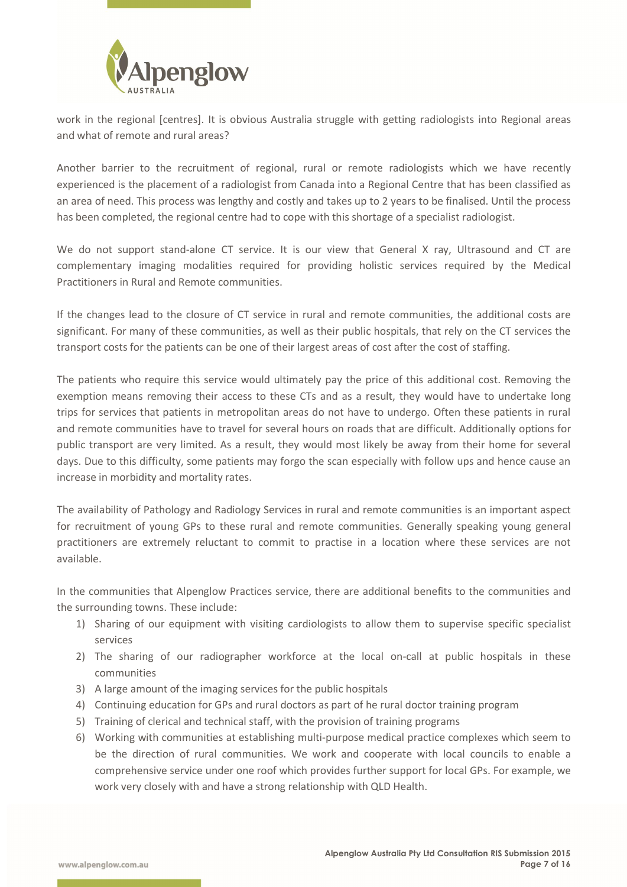work in the regional [centres]. It is obvious Australia struggle with getting radiologists into Regional areas and what of remote and rural areas?

Another barrier to the recruitment of regional, rural or remote radiologists which we have recently experienced is the placement of a radiologist from Canada into a Regional Centre that has been classified as an area of need. This process was lengthy and costly and takes up to 2 years to be finalised. Until the process has been completed, the regional centre had to cope with this shortage of a specialist radiologist.

We do not support stand-alone CT service. It is our view that General X ray, Ultrasound and CT are complementary imaging modalities required for providing holistic services required by the Medical Practitioners in Rural and Remote communities.

If the changes lead to the closure of CT service in rural and remote communities, the additional costs are significant. For many of these communities, as well as their public hospitals, that rely on the CT services the transport costs for the patients can be one of their largest areas of cost after the cost of staffing.

The patients who require this service would ultimately pay the price of this additional cost. Removing the exemption means removing their access to these CTs and as a result, they would have to undertake long trips for services that patients in metropolitan areas do not have to undergo. Often these patients in rural and remote communities have to travel for several hours on roads that are difficult. Additionally options for public transport are very limited. As a result, they would most likely be away from their home for several days. Due to this difficulty, some patients may forgo the scan especially with follow ups and hence cause an increase in morbidity and mortality rates.

The availability of Pathology and Radiology Services in rural and remote communities is an important aspect for recruitment of young GPs to these rural and remote communities. Generally speaking young general practitioners are extremely reluctant to commit to practise in a location where these services are not available.

In the communities that Alpenglow Practices service, there are additional benefits to the communities and the surrounding towns. These include:

1) Sharing of our equipment with visiting cardiologists to allow them to supervise specific specialist services
2) The sharing of our radiographer workforce at the local on-call at public hospitals in these communities
3) A large amount of the imaging services for the public hospitals
4) Continuing education for GPs and rural doctors as part of he rural doctor training program
5) Training of clerical and technical staff, with the provision of training programs
6) Working with communities at establishing multi-purpose medical practice complexes which seem to be the direction of rural communities. We work and cooperate with local councils to enable a comprehensive service under one roof which provides further support for local GPs. For example, we work very closely with and have a strong relationship with QLD Health.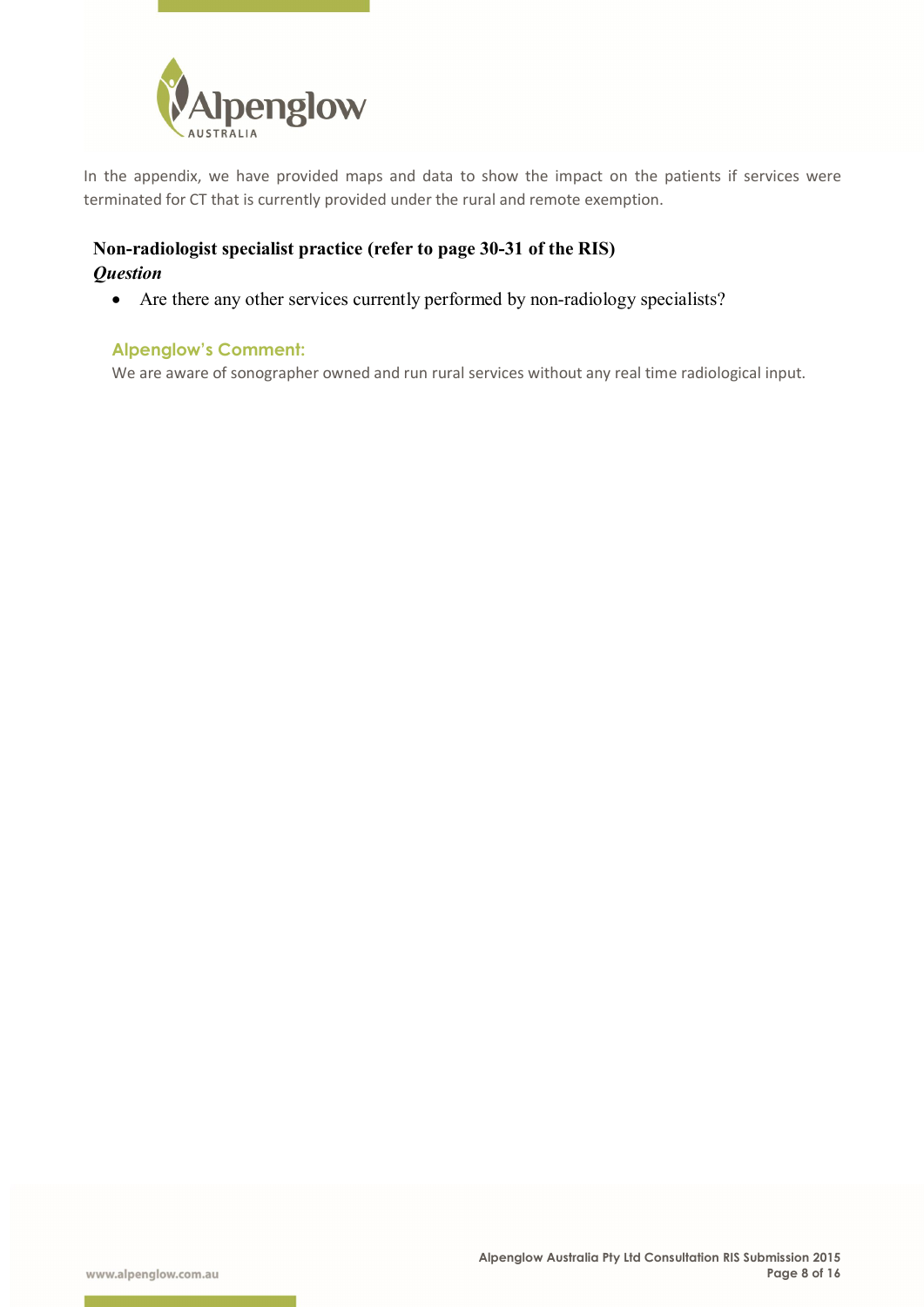In the appendix, we have provided maps and data to show the impact on the patients if services were terminated for CT that is currently provided under the rural and remote exemption.

## Non-radiologist specialist practice (refer to page 30-31 of the RIS)

***Question***

- Are there any other services currently performed by non-radiology specialists?

### Alpenglow's Comment:

We are aware of sonographer owned and run rural services without any real time radiological input.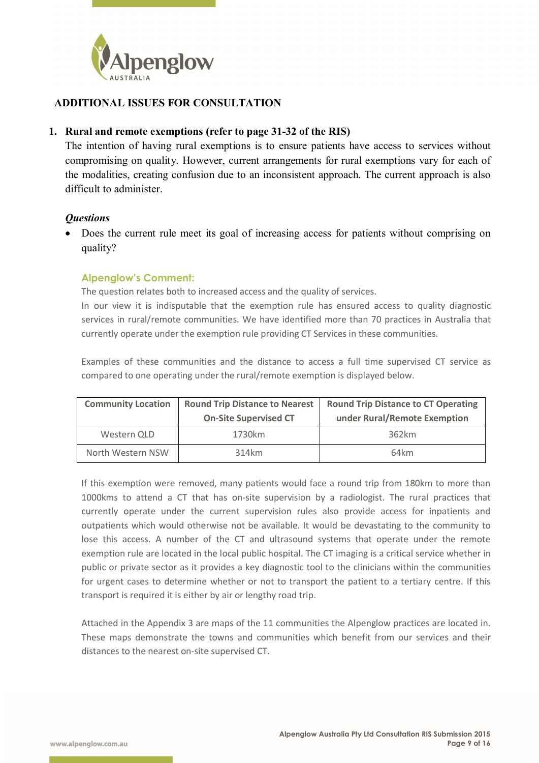## ADDITIONAL ISSUES FOR CONSULTATION

### 1. Rural and remote exemptions (refer to page 31-32 of the RIS)

The intention of having rural exemptions is to ensure patients have access to services without compromising on quality. However, current arrangements for rural exemptions vary for each of the modalities, creating confusion due to an inconsistent approach. The current approach is also difficult to administer.

***Questions***

- Does the current rule meet its goal of increasing access for patients without comprising on quality?

**Alpenglow's Comment:**

The question relates both to increased access and the quality of services.

In our view it is indisputable that the exemption rule has ensured access to quality diagnostic services in rural/remote communities. We have identified more than 70 practices in Australia that currently operate under the exemption rule providing CT Services in these communities.

Examples of these communities and the distance to access a full time supervised CT service as compared to one operating under the rural/remote exemption is displayed below.

| Community Location | Round Trip Distance to Nearest On-Site Supervised CT | Round Trip Distance to CT Operating under Rural/Remote Exemption |
|---|---|---|
| Western QLD | 1730km | 362km |
| North Western NSW | 314km | 64km |

If this exemption were removed, many patients would face a round trip from 180km to more than 1000kms to attend a CT that has on-site supervision by a radiologist. The rural practices that currently operate under the current supervision rules also provide access for inpatients and outpatients which would otherwise not be available. It would be devastating to the community to lose this access. A number of the CT and ultrasound systems that operate under the remote exemption rule are located in the local public hospital. The CT imaging is a critical service whether in public or private sector as it provides a key diagnostic tool to the clinicians within the communities for urgent cases to determine whether or not to transport the patient to a tertiary centre. If this transport is required it is either by air or lengthy road trip.

Attached in the Appendix 3 are maps of the 11 communities the Alpenglow practices are located in. These maps demonstrate the towns and communities which benefit from our services and their distances to the nearest on-site supervised CT.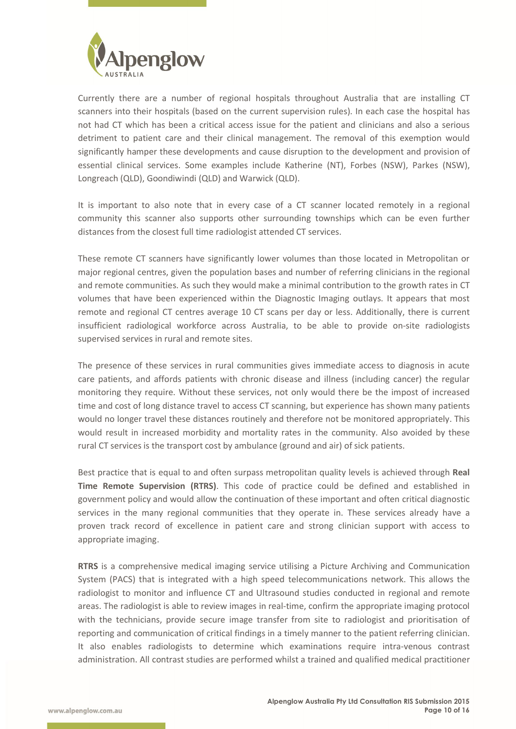Currently there are a number of regional hospitals throughout Australia that are installing CT scanners into their hospitals (based on the current supervision rules). In each case the hospital has not had CT which has been a critical access issue for the patient and clinicians and also a serious detriment to patient care and their clinical management. The removal of this exemption would significantly hamper these developments and cause disruption to the development and provision of essential clinical services. Some examples include Katherine (NT), Forbes (NSW), Parkes (NSW), Longreach (QLD), Goondiwindi (QLD) and Warwick (QLD).

It is important to also note that in every case of a CT scanner located remotely in a regional community this scanner also supports other surrounding townships which can be even further distances from the closest full time radiologist attended CT services.

These remote CT scanners have significantly lower volumes than those located in Metropolitan or major regional centres, given the population bases and number of referring clinicians in the regional and remote communities. As such they would make a minimal contribution to the growth rates in CT volumes that have been experienced within the Diagnostic Imaging outlays. It appears that most remote and regional CT centres average 10 CT scans per day or less. Additionally, there is current insufficient radiological workforce across Australia, to be able to provide on-site radiologists supervised services in rural and remote sites.

The presence of these services in rural communities gives immediate access to diagnosis in acute care patients, and affords patients with chronic disease and illness (including cancer) the regular monitoring they require. Without these services, not only would there be the impost of increased time and cost of long distance travel to access CT scanning, but experience has shown many patients would no longer travel these distances routinely and therefore not be monitored appropriately. This would result in increased morbidity and mortality rates in the community. Also avoided by these rural CT services is the transport cost by ambulance (ground and air) of sick patients.

Best practice that is equal to and often surpass metropolitan quality levels is achieved through **Real Time Remote Supervision (RTRS)**. This code of practice could be defined and established in government policy and would allow the continuation of these important and often critical diagnostic services in the many regional communities that they operate in. These services already have a proven track record of excellence in patient care and strong clinician support with access to appropriate imaging.

**RTRS** is a comprehensive medical imaging service utilising a Picture Archiving and Communication System (PACS) that is integrated with a high speed telecommunications network. This allows the radiologist to monitor and influence CT and Ultrasound studies conducted in regional and remote areas. The radiologist is able to review images in real-time, confirm the appropriate imaging protocol with the technicians, provide secure image transfer from site to radiologist and prioritisation of reporting and communication of critical findings in a timely manner to the patient referring clinician. It also enables radiologists to determine which examinations require intra-venous contrast administration. All contrast studies are performed whilst a trained and qualified medical practitioner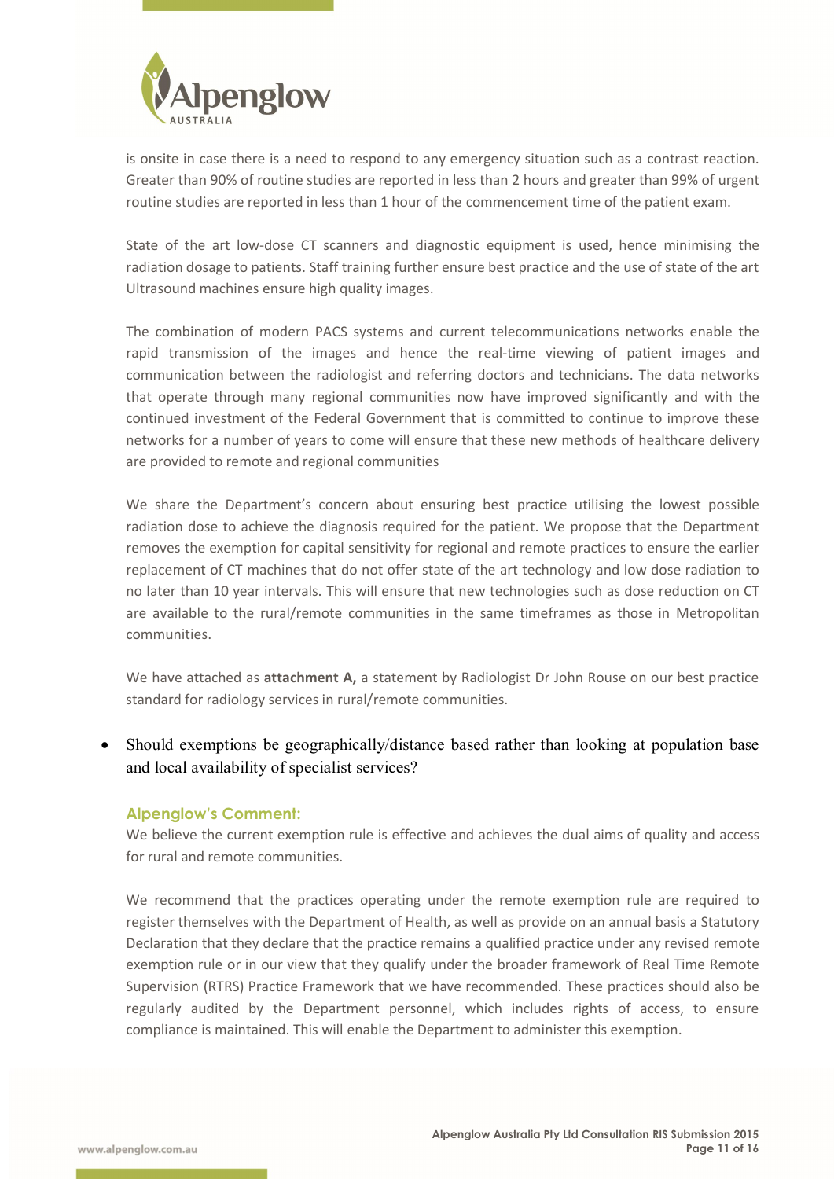is onsite in case there is a need to respond to any emergency situation such as a contrast reaction. Greater than 90% of routine studies are reported in less than 2 hours and greater than 99% of urgent routine studies are reported in less than 1 hour of the commencement time of the patient exam.

State of the art low-dose CT scanners and diagnostic equipment is used, hence minimising the radiation dosage to patients. Staff training further ensure best practice and the use of state of the art Ultrasound machines ensure high quality images.

The combination of modern PACS systems and current telecommunications networks enable the rapid transmission of the images and hence the real-time viewing of patient images and communication between the radiologist and referring doctors and technicians. The data networks that operate through many regional communities now have improved significantly and with the continued investment of the Federal Government that is committed to continue to improve these networks for a number of years to come will ensure that these new methods of healthcare delivery are provided to remote and regional communities

We share the Department's concern about ensuring best practice utilising the lowest possible radiation dose to achieve the diagnosis required for the patient. We propose that the Department removes the exemption for capital sensitivity for regional and remote practices to ensure the earlier replacement of CT machines that do not offer state of the art technology and low dose radiation to no later than 10 year intervals. This will ensure that new technologies such as dose reduction on CT are available to the rural/remote communities in the same timeframes as those in Metropolitan communities.

We have attached as **attachment A,** a statement by Radiologist Dr John Rouse on our best practice standard for radiology services in rural/remote communities.

- Should exemptions be geographically/distance based rather than looking at population base and local availability of specialist services?

### Alpenglow's Comment:

We believe the current exemption rule is effective and achieves the dual aims of quality and access for rural and remote communities.

We recommend that the practices operating under the remote exemption rule are required to register themselves with the Department of Health, as well as provide on an annual basis a Statutory Declaration that they declare that the practice remains a qualified practice under any revised remote exemption rule or in our view that they qualify under the broader framework of Real Time Remote Supervision (RTRS) Practice Framework that we have recommended. These practices should also be regularly audited by the Department personnel, which includes rights of access, to ensure compliance is maintained. This will enable the Department to administer this exemption.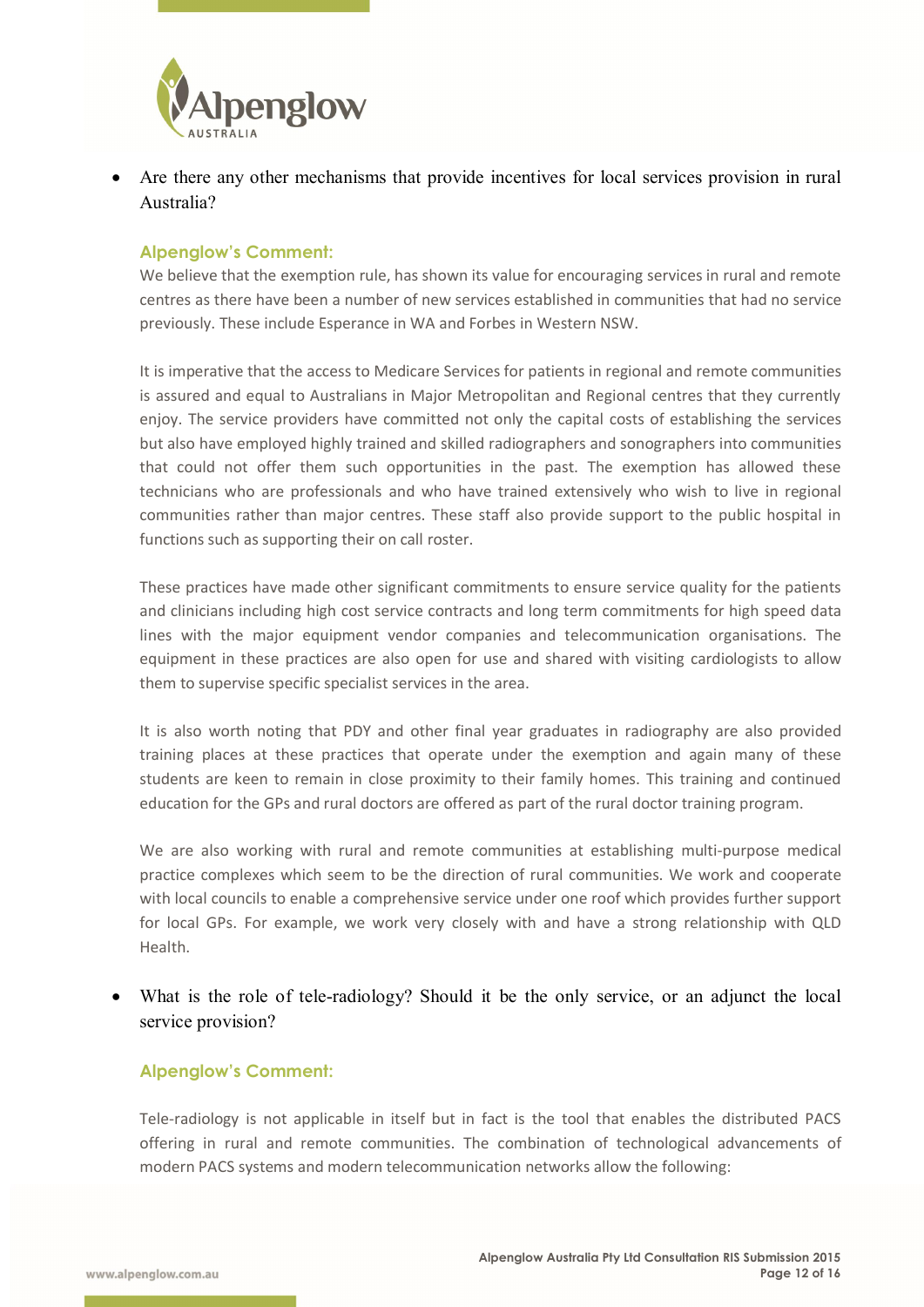- Are there any other mechanisms that provide incentives for local services provision in rural Australia?

**Alpenglow's Comment:**

We believe that the exemption rule, has shown its value for encouraging services in rural and remote centres as there have been a number of new services established in communities that had no service previously. These include Esperance in WA and Forbes in Western NSW.

It is imperative that the access to Medicare Services for patients in regional and remote communities is assured and equal to Australians in Major Metropolitan and Regional centres that they currently enjoy. The service providers have committed not only the capital costs of establishing the services but also have employed highly trained and skilled radiographers and sonographers into communities that could not offer them such opportunities in the past. The exemption has allowed these technicians who are professionals and who have trained extensively who wish to live in regional communities rather than major centres. These staff also provide support to the public hospital in functions such as supporting their on call roster.

These practices have made other significant commitments to ensure service quality for the patients and clinicians including high cost service contracts and long term commitments for high speed data lines with the major equipment vendor companies and telecommunication organisations. The equipment in these practices are also open for use and shared with visiting cardiologists to allow them to supervise specific specialist services in the area.

It is also worth noting that PDY and other final year graduates in radiography are also provided training places at these practices that operate under the exemption and again many of these students are keen to remain in close proximity to their family homes. This training and continued education for the GPs and rural doctors are offered as part of the rural doctor training program.

We are also working with rural and remote communities at establishing multi-purpose medical practice complexes which seem to be the direction of rural communities. We work and cooperate with local councils to enable a comprehensive service under one roof which provides further support for local GPs. For example, we work very closely with and have a strong relationship with QLD Health.

- What is the role of tele-radiology? Should it be the only service, or an adjunct the local service provision?

**Alpenglow's Comment:**

Tele-radiology is not applicable in itself but in fact is the tool that enables the distributed PACS offering in rural and remote communities. The combination of technological advancements of modern PACS systems and modern telecommunication networks allow the following: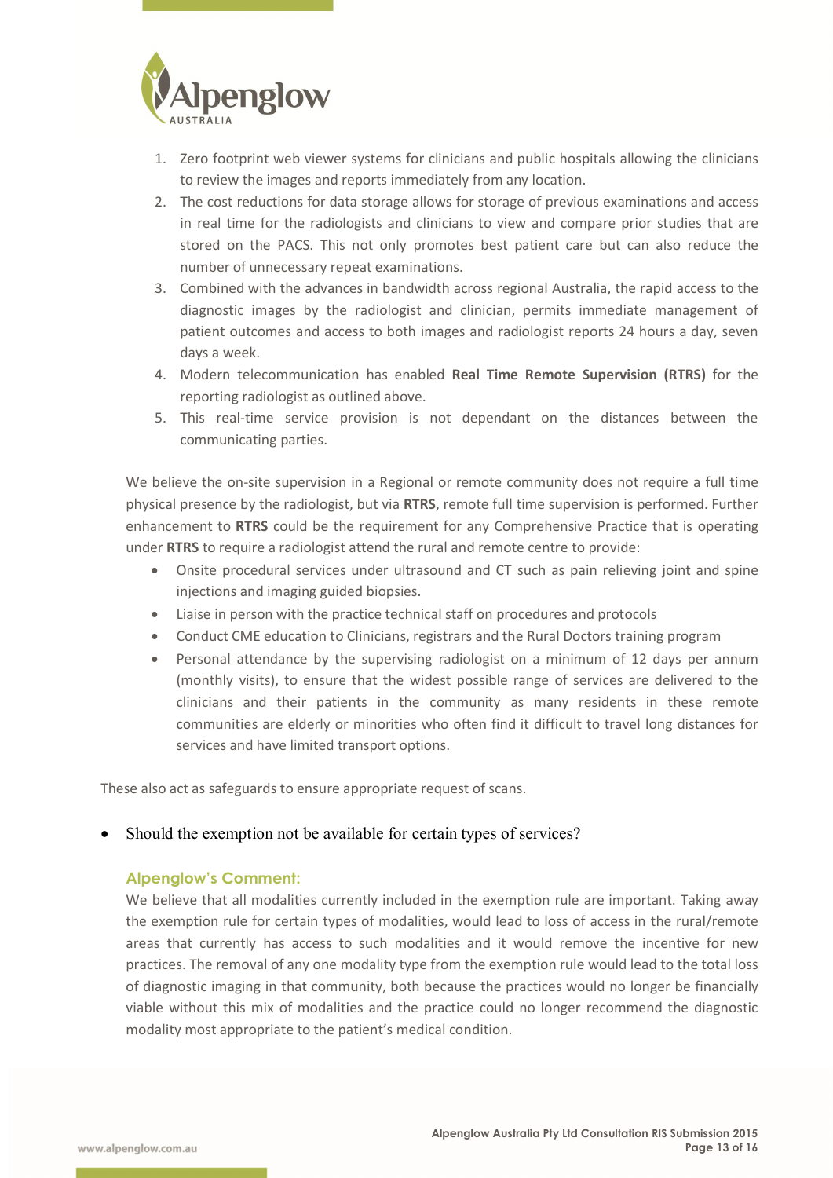1. Zero footprint web viewer systems for clinicians and public hospitals allowing the clinicians to review the images and reports immediately from any location.
2. The cost reductions for data storage allows for storage of previous examinations and access in real time for the radiologists and clinicians to view and compare prior studies that are stored on the PACS. This not only promotes best patient care but can also reduce the number of unnecessary repeat examinations.
3. Combined with the advances in bandwidth across regional Australia, the rapid access to the diagnostic images by the radiologist and clinician, permits immediate management of patient outcomes and access to both images and radiologist reports 24 hours a day, seven days a week.
4. Modern telecommunication has enabled **Real Time Remote Supervision (RTRS)** for the reporting radiologist as outlined above.
5. This real-time service provision is not dependant on the distances between the communicating parties.

We believe the on-site supervision in a Regional or remote community does not require a full time physical presence by the radiologist, but via **RTRS**, remote full time supervision is performed. Further enhancement to **RTRS** could be the requirement for any Comprehensive Practice that is operating under **RTRS** to require a radiologist attend the rural and remote centre to provide:

- Onsite procedural services under ultrasound and CT such as pain relieving joint and spine injections and imaging guided biopsies.
- Liaise in person with the practice technical staff on procedures and protocols
- Conduct CME education to Clinicians, registrars and the Rural Doctors training program
- Personal attendance by the supervising radiologist on a minimum of 12 days per annum (monthly visits), to ensure that the widest possible range of services are delivered to the clinicians and their patients in the community as many residents in these remote communities are elderly or minorities who often find it difficult to travel long distances for services and have limited transport options.

These also act as safeguards to ensure appropriate request of scans.

- Should the exemption not be available for certain types of services?

### Alpenglow's Comment:

We believe that all modalities currently included in the exemption rule are important. Taking away the exemption rule for certain types of modalities, would lead to loss of access in the rural/remote areas that currently has access to such modalities and it would remove the incentive for new practices. The removal of any one modality type from the exemption rule would lead to the total loss of diagnostic imaging in that community, both because the practices would no longer be financially viable without this mix of modalities and the practice could no longer recommend the diagnostic modality most appropriate to the patient's medical condition.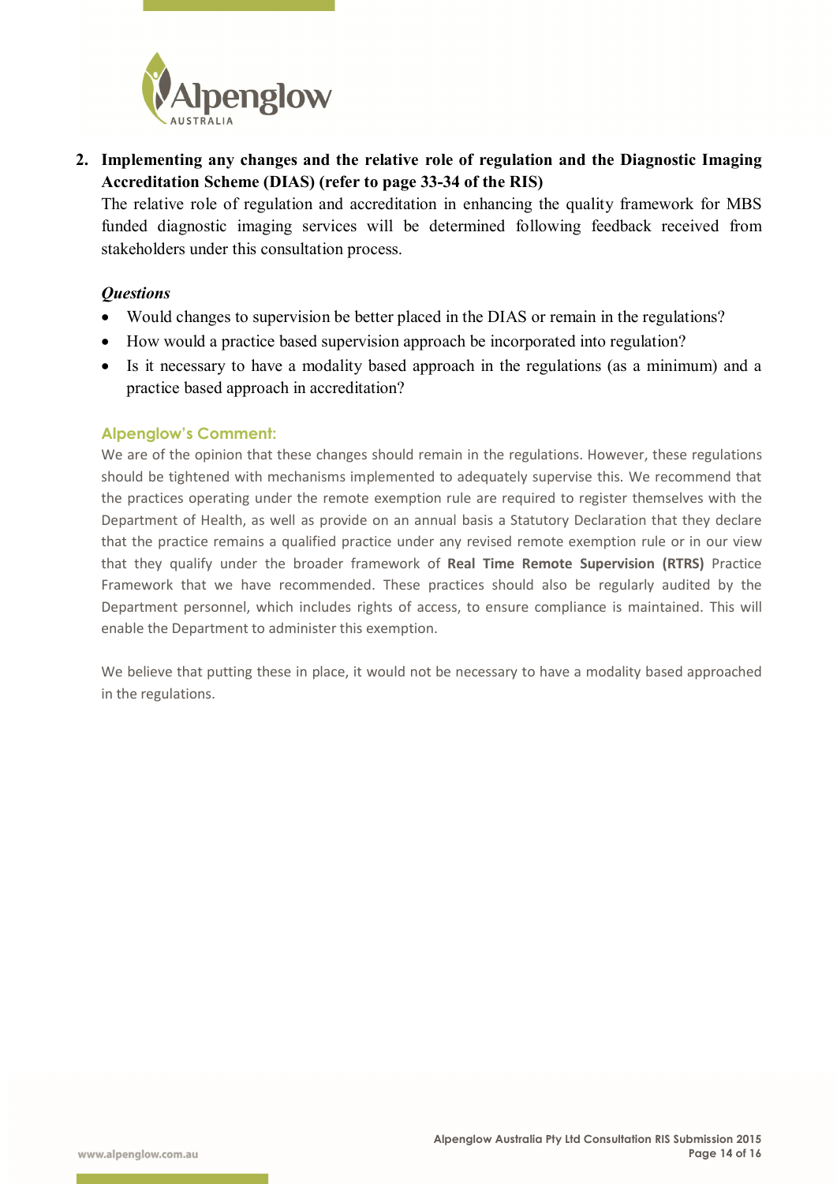2. **Implementing any changes and the relative role of regulation and the Diagnostic Imaging Accreditation Scheme (DIAS) (refer to page 33-34 of the RIS)**

   The relative role of regulation and accreditation in enhancing the quality framework for MBS funded diagnostic imaging services will be determined following feedback received from stakeholders under this consultation process.

   ***Questions***

   - Would changes to supervision be better placed in the DIAS or remain in the regulations?
   - How would a practice based supervision approach be incorporated into regulation?
   - Is it necessary to have a modality based approach in the regulations (as a minimum) and a practice based approach in accreditation?

   **Alpenglow's Comment:**

   We are of the opinion that these changes should remain in the regulations. However, these regulations should be tightened with mechanisms implemented to adequately supervise this. We recommend that the practices operating under the remote exemption rule are required to register themselves with the Department of Health, as well as provide on an annual basis a Statutory Declaration that they declare that the practice remains a qualified practice under any revised remote exemption rule or in our view that they qualify under the broader framework of **Real Time Remote Supervision (RTRS)** Practice Framework that we have recommended. These practices should also be regularly audited by the Department personnel, which includes rights of access, to ensure compliance is maintained. This will enable the Department to administer this exemption.

   We believe that putting these in place, it would not be necessary to have a modality based approached in the regulations.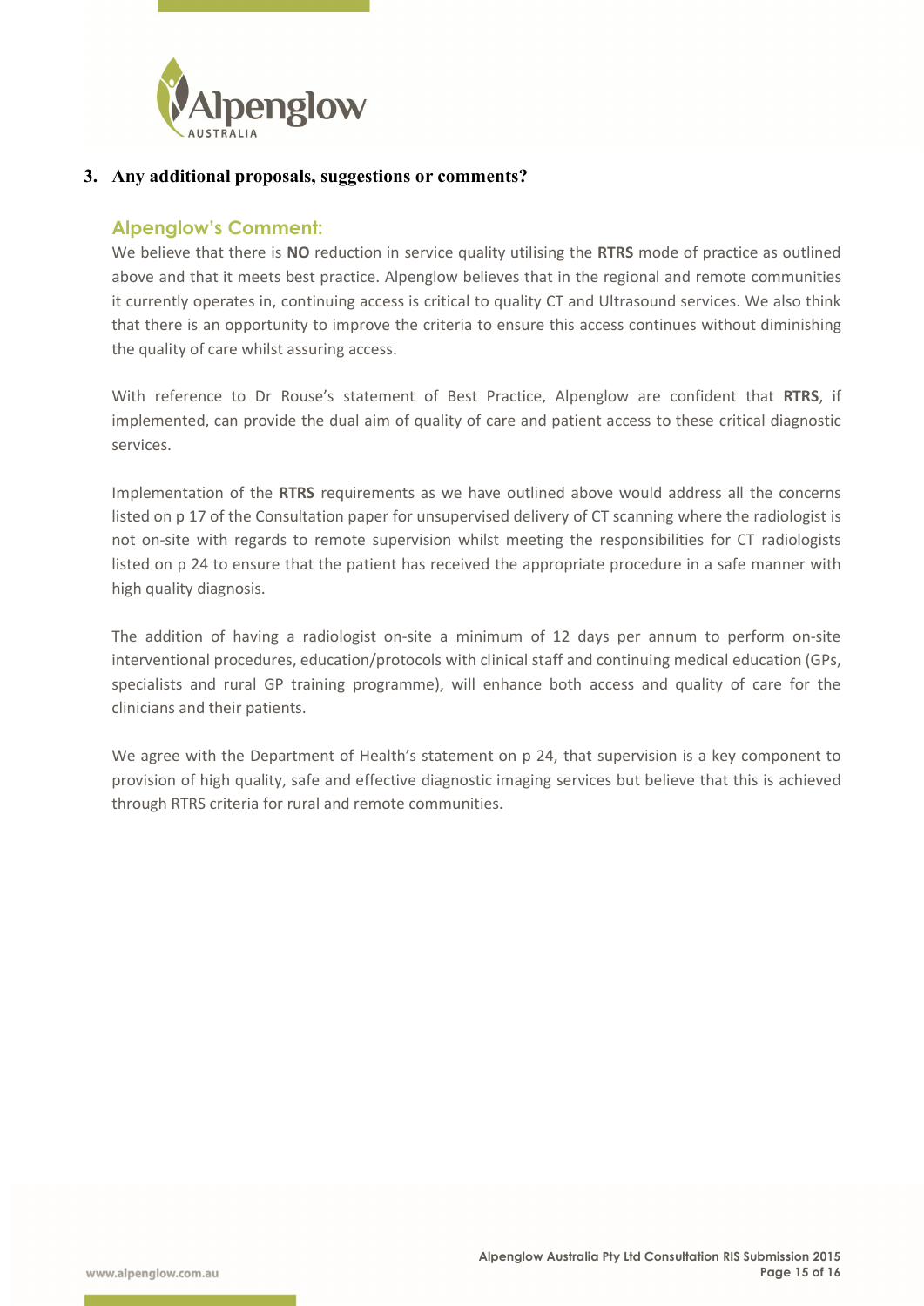## 3. Any additional proposals, suggestions or comments?

### Alpenglow's Comment:

We believe that there is **NO** reduction in service quality utilising the **RTRS** mode of practice as outlined above and that it meets best practice. Alpenglow believes that in the regional and remote communities it currently operates in, continuing access is critical to quality CT and Ultrasound services. We also think that there is an opportunity to improve the criteria to ensure this access continues without diminishing the quality of care whilst assuring access.

With reference to Dr Rouse's statement of Best Practice, Alpenglow are confident that **RTRS**, if implemented, can provide the dual aim of quality of care and patient access to these critical diagnostic services.

Implementation of the **RTRS** requirements as we have outlined above would address all the concerns listed on p 17 of the Consultation paper for unsupervised delivery of CT scanning where the radiologist is not on-site with regards to remote supervision whilst meeting the responsibilities for CT radiologists listed on p 24 to ensure that the patient has received the appropriate procedure in a safe manner with high quality diagnosis.

The addition of having a radiologist on-site a minimum of 12 days per annum to perform on-site interventional procedures, education/protocols with clinical staff and continuing medical education (GPs, specialists and rural GP training programme), will enhance both access and quality of care for the clinicians and their patients.

We agree with the Department of Health's statement on p 24, that supervision is a key component to provision of high quality, safe and effective diagnostic imaging services but believe that this is achieved through RTRS criteria for rural and remote communities.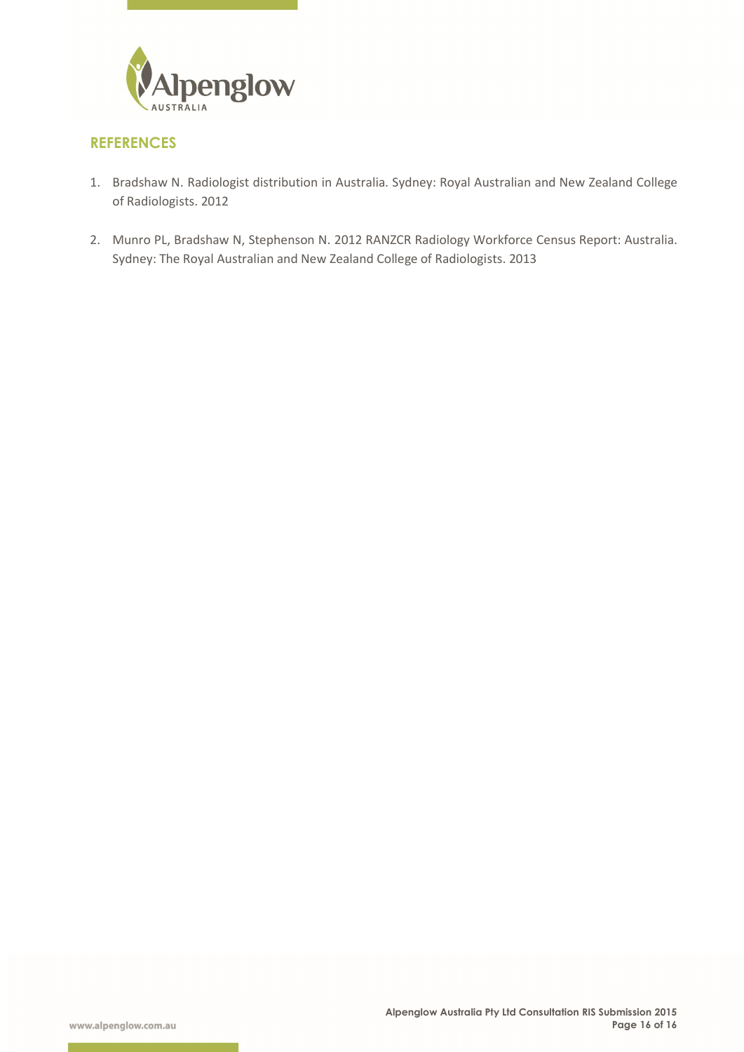## REFERENCES

1. Bradshaw N. Radiologist distribution in Australia. Sydney: Royal Australian and New Zealand College of Radiologists. 2012

2. Munro PL, Bradshaw N, Stephenson N. 2012 RANZCR Radiology Workforce Census Report: Australia. Sydney: The Royal Australian and New Zealand College of Radiologists. 2013